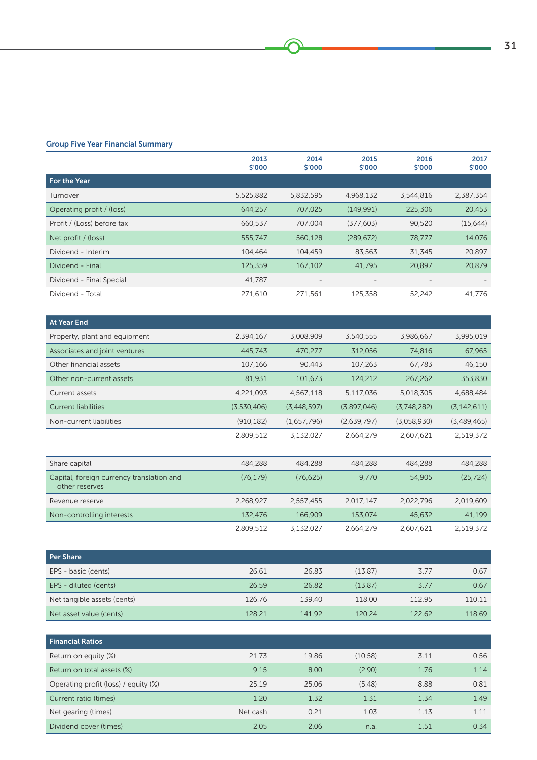## Group Five Year Financial Summary

| | 2013 $'000 | 2014 $'000 | 2015 $'000 | 2016 $'000 | 2017 $'000 |
|---|---|---|---|---|---|
| **For the Year** | | | | | |
| Turnover | 5,525,882 | 5,832,595 | 4,968,132 | 3,544,816 | 2,387,354 |
| Operating profit / (loss) | 644,257 | 707,025 | (149,991) | 225,306 | 20,453 |
| Profit / (Loss) before tax | 660,537 | 707,004 | (377,603) | 90,520 | (15,644) |
| Net profit / (loss) | 555,747 | 560,128 | (289,672) | 78,777 | 14,076 |
| Dividend - Interim | 104,464 | 104,459 | 83,563 | 31,345 | 20,897 |
| Dividend - Final | 125,359 | 167,102 | 41,795 | 20,897 | 20,879 |
| Dividend - Final Special | 41,787 | - | - | - | - |
| Dividend - Total | 271,610 | 271,561 | 125,358 | 52,242 | 41,776 |
| **At Year End** | | | | | |
| Property, plant and equipment | 2,394,167 | 3,008,909 | 3,540,555 | 3,986,667 | 3,995,019 |
| Associates and joint ventures | 445,743 | 470,277 | 312,056 | 74,816 | 67,965 |
| Other financial assets | 107,166 | 90,443 | 107,263 | 67,783 | 46,150 |
| Other non-current assets | 81,931 | 101,673 | 124,212 | 267,262 | 353,830 |
| Current assets | 4,221,093 | 4,567,118 | 5,117,036 | 5,018,305 | 4,688,484 |
| Current liabilities | (3,530,406) | (3,448,597) | (3,897,046) | (3,748,282) | (3,142,611) |
| Non-current liabilities | (910,182) | (1,657,796) | (2,639,797) | (3,058,930) | (3,489,465) |
| | 2,809,512 | 3,132,027 | 2,664,279 | 2,607,621 | 2,519,372 |
| Share capital | 484,288 | 484,288 | 484,288 | 484,288 | 484,288 |
| Capital, foreign currency translation and other reserves | (76,179) | (76,625) | 9,770 | 54,905 | (25,724) |
| Revenue reserve | 2,268,927 | 2,557,455 | 2,017,147 | 2,022,796 | 2,019,609 |
| Non-controlling interests | 132,476 | 166,909 | 153,074 | 45,632 | 41,199 |
| | 2,809,512 | 3,132,027 | 2,664,279 | 2,607,621 | 2,519,372 |
| **Per Share** | | | | | |
| EPS - basic (cents) | 26.61 | 26.83 | (13.87) | 3.77 | 0.67 |
| EPS - diluted (cents) | 26.59 | 26.82 | (13.87) | 3.77 | 0.67 |
| Net tangible assets (cents) | 126.76 | 139.40 | 118.00 | 112.95 | 110.11 |
| Net asset value (cents) | 128.21 | 141.92 | 120.24 | 122.62 | 118.69 |
| **Financial Ratios** | | | | | |
| Return on equity (%) | 21.73 | 19.86 | (10.58) | 3.11 | 0.56 |
| Return on total assets (%) | 9.15 | 8.00 | (2.90) | 1.76 | 1.14 |
| Operating profit (loss) / equity (%) | 25.19 | 25.06 | (5.48) | 8.88 | 0.81 |
| Current ratio (times) | 1.20 | 1.32 | 1.31 | 1.34 | 1.49 |
| Net gearing (times) | Net cash | 0.21 | 1.03 | 1.13 | 1.11 |
| Dividend cover (times) | 2.05 | 2.06 | n.a. | 1.51 | 0.34 |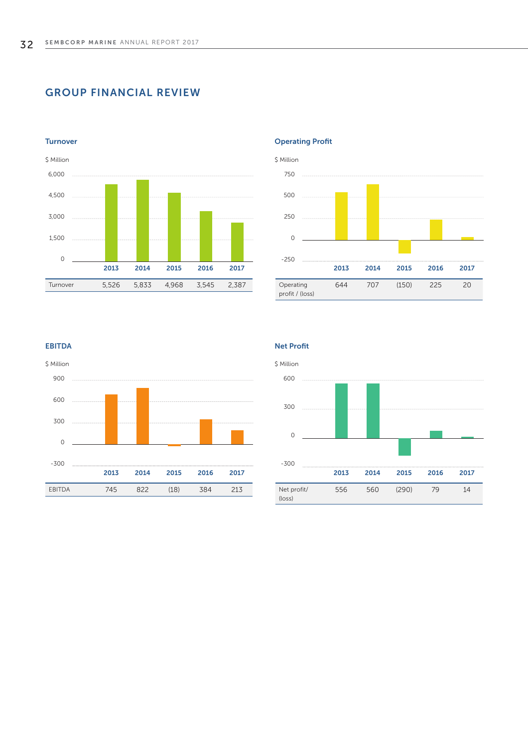## GROUP FINANCIAL REVIEW

### Turnover

$ Million

| | 2013 | 2014 | 2015 | 2016 | 2017 |
|---|---|---|---|---|---|
| Turnover | 5,526 | 5,833 | 4,968 | 3,545 | 2,387 |

### Operating Profit

$ Million

| | 2013 | 2014 | 2015 | 2016 | 2017 |
|---|---|---|---|---|---|
| Operating profit / (loss) | 644 | 707 | (150) | 225 | 20 |

### EBITDA

$ Million

| | 2013 | 2014 | 2015 | 2016 | 2017 |
|---|---|---|---|---|---|
| EBITDA | 745 | 822 | (18) | 384 | 213 |

### Net Profit

$ Million

| | 2013 | 2014 | 2015 | 2016 | 2017 |
|---|---|---|---|---|---|
| Net profit/ (loss) | 556 | 560 | (290) | 79 | 14 |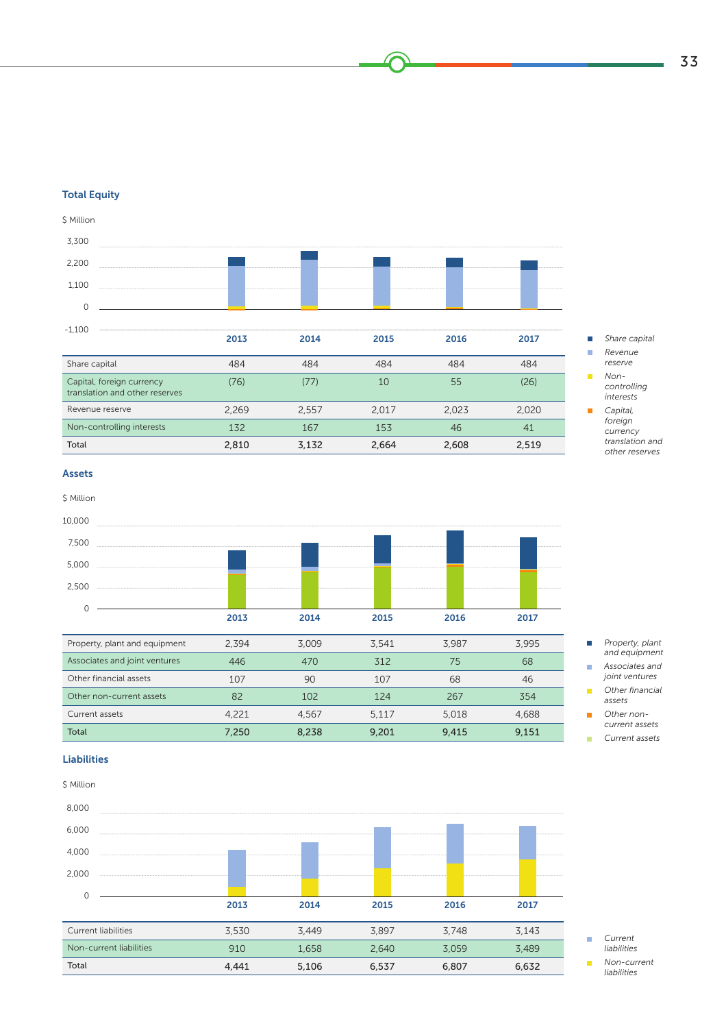## Total Equity

$ Million

| | 2013 | 2014 | 2015 | 2016 | 2017 |
|---|---|---|---|---|---|
| Share capital | 484 | 484 | 484 | 484 | 484 |
| Capital, foreign currency translation and other reserves | (76) | (77) | 10 | 55 | (26) |
| Revenue reserve | 2,269 | 2,557 | 2,017 | 2,023 | 2,020 |
| Non-controlling interests | 132 | 167 | 153 | 46 | 41 |
| Total | 2,810 | 3,132 | 2,664 | 2,608 | 2,519 |

*Share capital*
*Revenue reserve*
*Non-controlling interests*
*Capital, foreign currency translation and other reserves*

## Assets

$ Million

| | 2013 | 2014 | 2015 | 2016 | 2017 |
|---|---|---|---|---|---|
| Property, plant and equipment | 2,394 | 3,009 | 3,541 | 3,987 | 3,995 |
| Associates and joint ventures | 446 | 470 | 312 | 75 | 68 |
| Other financial assets | 107 | 90 | 107 | 68 | 46 |
| Other non-current assets | 82 | 102 | 124 | 267 | 354 |
| Current assets | 4,221 | 4,567 | 5,117 | 5,018 | 4,688 |
| Total | 7,250 | 8,238 | 9,201 | 9,415 | 9,151 |

*Property, plant and equipment*
*Associates and joint ventures*
*Other financial assets*
*Other non-current assets*
*Current assets*

## Liabilities

$ Million

| | 2013 | 2014 | 2015 | 2016 | 2017 |
|---|---|---|---|---|---|
| Current liabilities | 3,530 | 3,449 | 3,897 | 3,748 | 3,143 |
| Non-current liabilities | 910 | 1,658 | 2,640 | 3,059 | 3,489 |
| Total | 4,441 | 5,106 | 6,537 | 6,807 | 6,632 |

*Current liabilities*
*Non-current liabilities*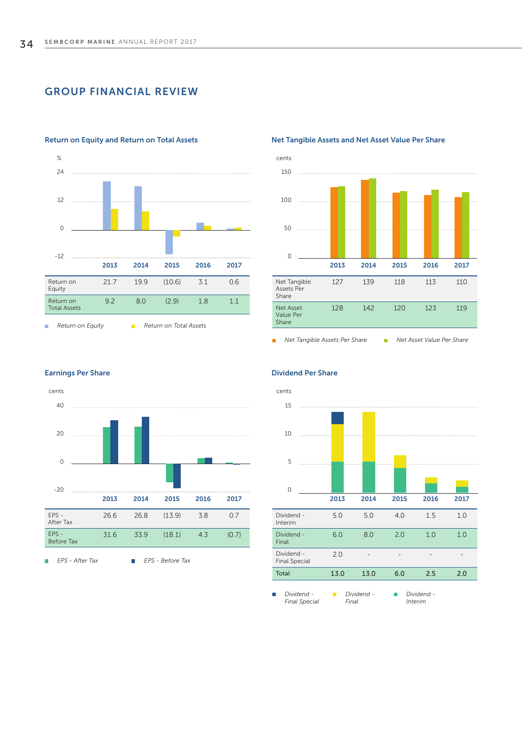## GROUP FINANCIAL REVIEW

### Return on Equity and Return on Total Assets

| % | 2013 | 2014 | 2015 | 2016 | 2017 |
|---|---|---|---|---|---|
| Return on Equity | 21.7 | 19.9 | (10.6) | 3.1 | 0.6 |
| Return on Total Assets | 9.2 | 8.0 | (2.9) | 1.8 | 1.1 |

*Return on Equity* *Return on Total Assets*

### Net Tangible Assets and Net Asset Value Per Share

| cents | 2013 | 2014 | 2015 | 2016 | 2017 |
|---|---|---|---|---|---|
| Net Tangible Assets Per Share | 127 | 139 | 118 | 113 | 110 |
| Net Asset Value Per Share | 128 | 142 | 120 | 123 | 119 |

*Net Tangible Assets Per Share* *Net Asset Value Per Share*

### Earnings Per Share

| cents | 2013 | 2014 | 2015 | 2016 | 2017 |
|---|---|---|---|---|---|
| EPS - After Tax | 26.6 | 26.8 | (13.9) | 3.8 | 0.7 |
| EPS - Before Tax | 31.6 | 33.9 | (18.1) | 4.3 | (0.7) |

*EPS - After Tax* *EPS - Before Tax*

### Dividend Per Share

| cents | 2013 | 2014 | 2015 | 2016 | 2017 |
|---|---|---|---|---|---|
| Dividend - Interim | 5.0 | 5.0 | 4.0 | 1.5 | 1.0 |
| Dividend - Final | 6.0 | 8.0 | 2.0 | 1.0 | 1.0 |
| Dividend - Final Special | 2.0 | - | - | - | - |
| Total | 13.0 | 13.0 | 6.0 | 2.5 | 2.0 |

*Dividend - Final Special* *Dividend - Final* *Dividend - Interim*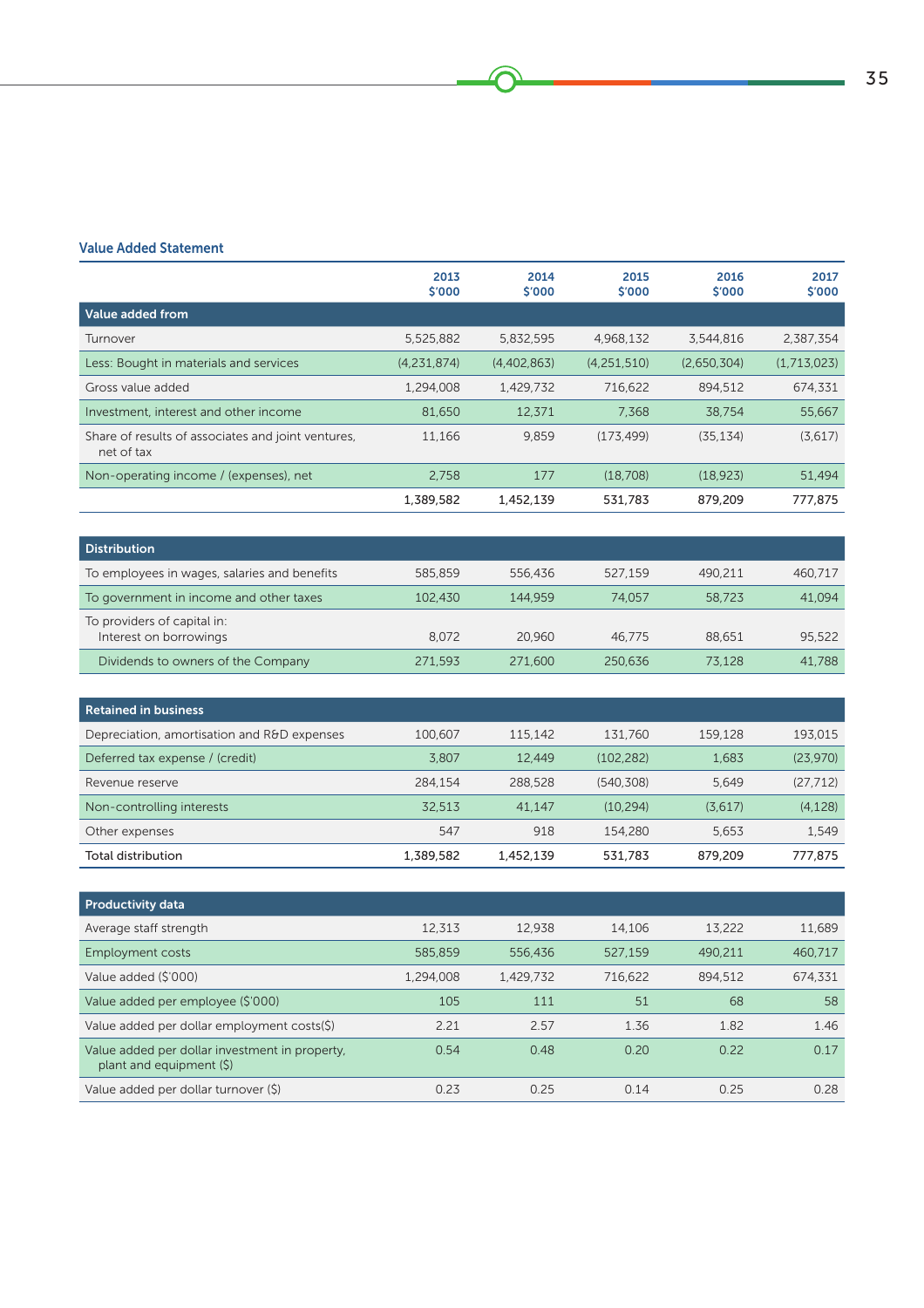## Value Added Statement

| | 2013 $'000 | 2014 $'000 | 2015 $'000 | 2016 $'000 | 2017 $'000 |
|---|---|---|---|---|---|
| **Value added from** | | | | | |
| Turnover | 5,525,882 | 5,832,595 | 4,968,132 | 3,544,816 | 2,387,354 |
| Less: Bought in materials and services | (4,231,874) | (4,402,863) | (4,251,510) | (2,650,304) | (1,713,023) |
| Gross value added | 1,294,008 | 1,429,732 | 716,622 | 894,512 | 674,331 |
| Investment, interest and other income | 81,650 | 12,371 | 7,368 | 38,754 | 55,667 |
| Share of results of associates and joint ventures, net of tax | 11,166 | 9,859 | (173,499) | (35,134) | (3,617) |
| Non-operating income / (expenses), net | 2,758 | 177 | (18,708) | (18,923) | 51,494 |
| | 1,389,582 | 1,452,139 | 531,783 | 879,209 | 777,875 |
| **Distribution** | | | | | |
| To employees in wages, salaries and benefits | 585,859 | 556,436 | 527,159 | 490,211 | 460,717 |
| To government in income and other taxes | 102,430 | 144,959 | 74,057 | 58,723 | 41,094 |
| To providers of capital in: Interest on borrowings | 8,072 | 20,960 | 46,775 | 88,651 | 95,522 |
| Dividends to owners of the Company | 271,593 | 271,600 | 250,636 | 73,128 | 41,788 |
| **Retained in business** | | | | | |
| Depreciation, amortisation and R&D expenses | 100,607 | 115,142 | 131,760 | 159,128 | 193,015 |
| Deferred tax expense / (credit) | 3,807 | 12,449 | (102,282) | 1,683 | (23,970) |
| Revenue reserve | 284,154 | 288,528 | (540,308) | 5,649 | (27,712) |
| Non-controlling interests | 32,513 | 41,147 | (10,294) | (3,617) | (4,128) |
| Other expenses | 547 | 918 | 154,280 | 5,653 | 1,549 |
| Total distribution | 1,389,582 | 1,452,139 | 531,783 | 879,209 | 777,875 |
| **Productivity data** | | | | | |
| Average staff strength | 12,313 | 12,938 | 14,106 | 13,222 | 11,689 |
| Employment costs | 585,859 | 556,436 | 527,159 | 490,211 | 460,717 |
| Value added ($'000) | 1,294,008 | 1,429,732 | 716,622 | 894,512 | 674,331 |
| Value added per employee ($'000) | 105 | 111 | 51 | 68 | 58 |
| Value added per dollar employment costs($) | 2.21 | 2.57 | 1.36 | 1.82 | 1.46 |
| Value added per dollar investment in property, plant and equipment ($) | 0.54 | 0.48 | 0.20 | 0.22 | 0.17 |
| Value added per dollar turnover ($) | 0.23 | 0.25 | 0.14 | 0.25 | 0.28 |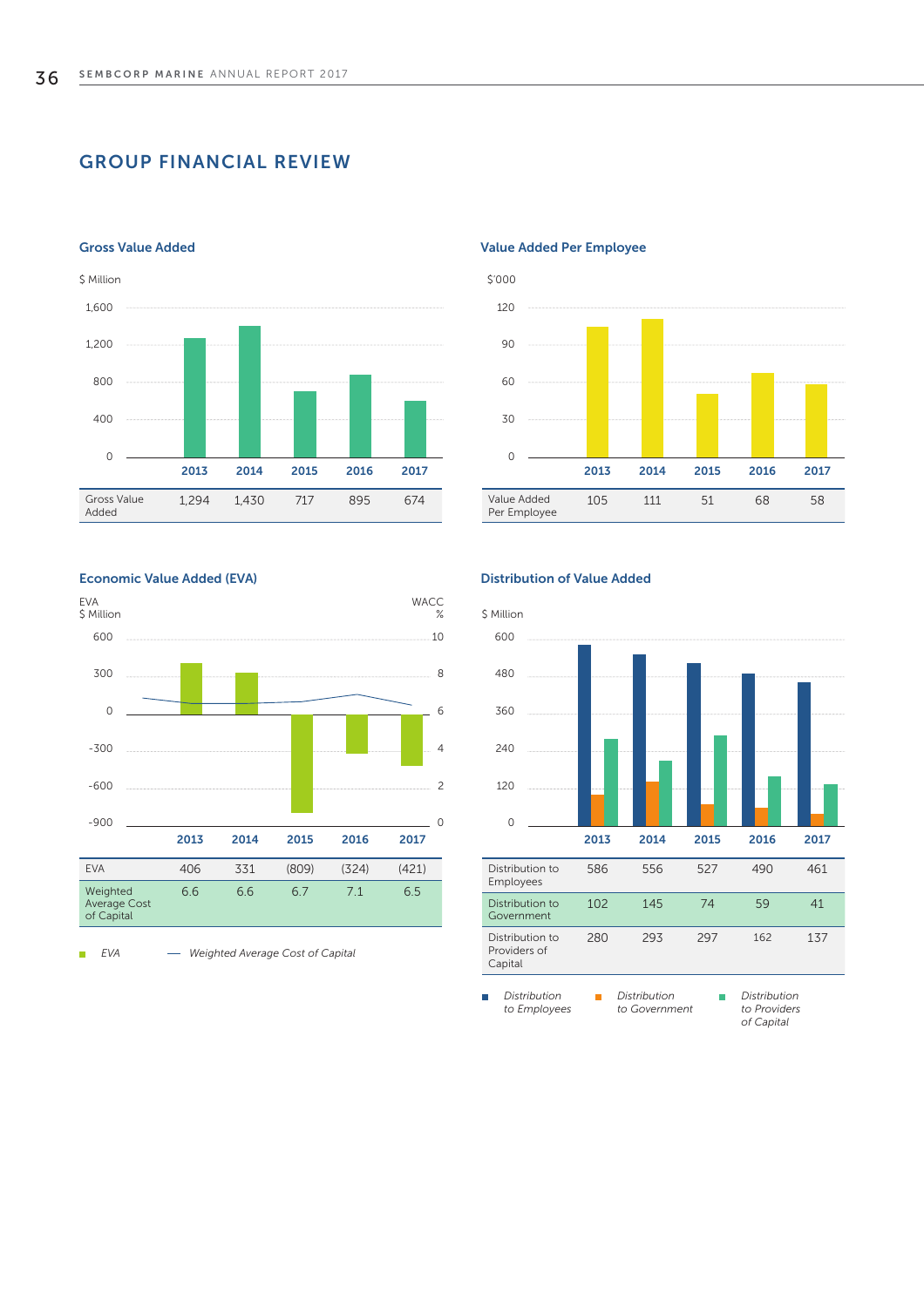## GROUP FINANCIAL REVIEW

### Gross Value Added

$ Million

| | 2013 | 2014 | 2015 | 2016 | 2017 |
|---|---|---|---|---|---|
| Gross Value Added | 1,294 | 1,430 | 717 | 895 | 674 |

### Value Added Per Employee

$'000

| | 2013 | 2014 | 2015 | 2016 | 2017 |
|---|---|---|---|---|---|
| Value Added Per Employee | 105 | 111 | 51 | 68 | 58 |

### Economic Value Added (EVA)

EVA $ Million / WACC %

| | 2013 | 2014 | 2015 | 2016 | 2017 |
|---|---|---|---|---|---|
| EVA | 406 | 331 | (809) | (324) | (421) |
| Weighted Average Cost of Capital | 6.6 | 6.6 | 6.7 | 7.1 | 6.5 |

*EVA* — *Weighted Average Cost of Capital*

### Distribution of Value Added

$ Million

| | 2013 | 2014 | 2015 | 2016 | 2017 |
|---|---|---|---|---|---|
| Distribution to Employees | 586 | 556 | 527 | 490 | 461 |
| Distribution to Government | 102 | 145 | 74 | 59 | 41 |
| Distribution to Providers of Capital | 280 | 293 | 297 | 162 | 137 |

*Distribution to Employees* — *Distribution to Government* — *Distribution to Providers of Capital*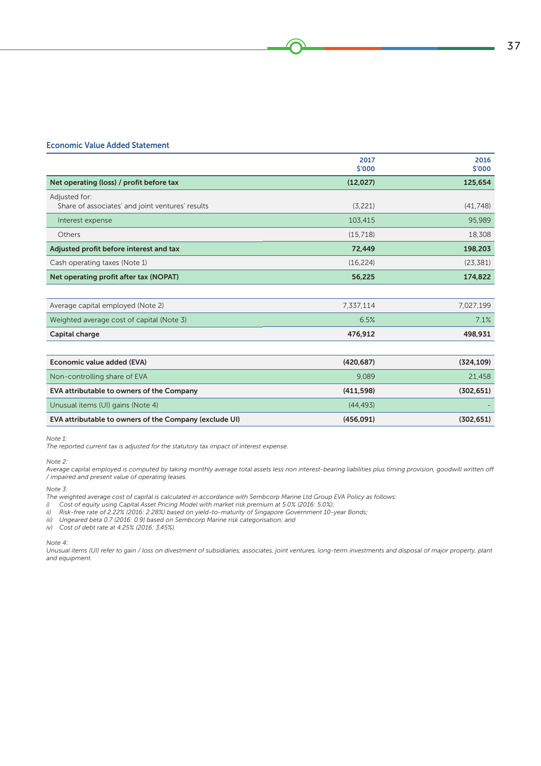## Economic Value Added Statement

| | 2017 $'000 | 2016 $'000 |
|---|---|---|
| **Net operating (loss) / profit before tax** | **(12,027)** | **125,654** |
| Adjusted for: | | |
| Share of associates' and joint ventures' results | (3,221) | (41,748) |
| Interest expense | 103,415 | 95,989 |
| Others | (15,718) | 18,308 |
| **Adjusted profit before interest and tax** | **72,449** | **198,203** |
| Cash operating taxes (Note 1) | (16,224) | (23,381) |
| **Net operating profit after tax (NOPAT)** | **56,225** | **174,822** |
| | | |
| Average capital employed (Note 2) | 7,337,114 | 7,027,199 |
| Weighted average cost of capital (Note 3) | 6.5% | 7.1% |
| **Capital charge** | **476,912** | **498,931** |
| | | |
| **Economic value added (EVA)** | **(420,687)** | **(324,109)** |
| Non-controlling share of EVA | 9,089 | 21,458 |
| **EVA attributable to owners of the Company** | **(411,598)** | **(302,651)** |
| Unusual items (UI) gains (Note 4) | (44,493) | - |
| **EVA attributable to owners of the Company (exclude UI)** | **(456,091)** | **(302,651)** |

*Note 1:*
*The reported current tax is adjusted for the statutory tax impact of interest expense.*

*Note 2:*
*Average capital employed is computed by taking monthly average total assets less non interest-bearing liabilities plus timing provision, goodwill written off / impaired and present value of operating leases.*

*Note 3:*
*The weighted average cost of capital is calculated in accordance with Sembcorp Marine Ltd Group EVA Policy as follows:*
*i) Cost of equity using Capital Asset Pricing Model with market risk premium at 5.0% (2016: 5.0%);*
*ii) Risk-free rate of 2.22% (2016: 2.28%) based on yield-to-maturity of Singapore Government 10-year Bonds;*
*iii) Ungeared beta 0.7 (2016: 0.9) based on Sembcorp Marine risk categorisation; and*
*iv) Cost of debt rate at 4.25% (2016: 3.45%).*

*Note 4:*
*Unusual items (UI) refer to gain / loss on divestment of subsidiaries, associates, joint ventures, long-term investments and disposal of major property, plant and equipment.*